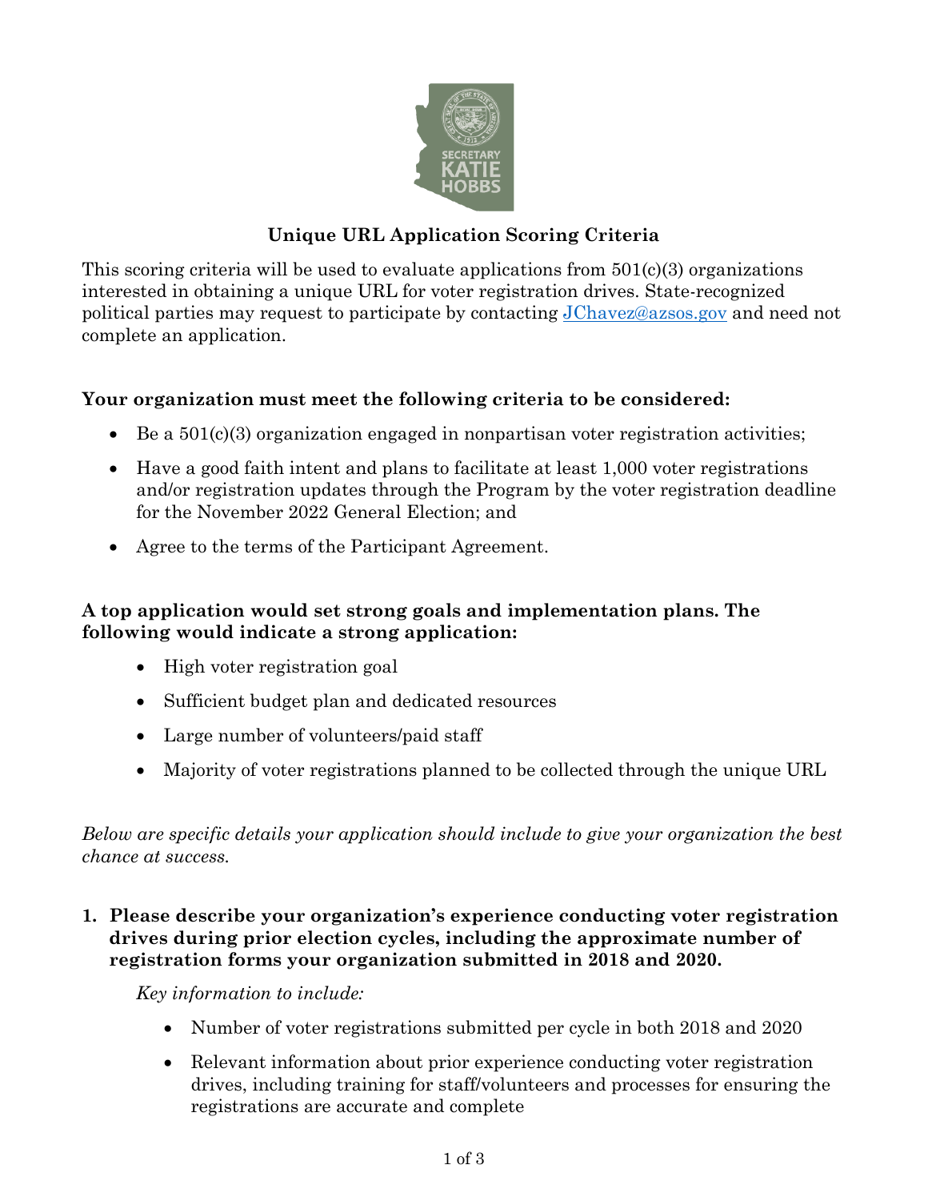# Unique URL Application Scoring Criteria

This scoring criteria will be used to evaluate applications from 501(c)(3) organizations interested in obtaining a unique URL for voter registration drives. State-recognized political parties may request to participate by contacting JChavez@azsos.gov and need not complete an application.

**Your organization must meet the following criteria to be considered:**

- Be a 501(c)(3) organization engaged in nonpartisan voter registration activities;
- Have a good faith intent and plans to facilitate at least 1,000 voter registrations and/or registration updates through the Program by the voter registration deadline for the November 2022 General Election; and
- Agree to the terms of the Participant Agreement.

**A top application would set strong goals and implementation plans. The following would indicate a strong application:**

- High voter registration goal
- Sufficient budget plan and dedicated resources
- Large number of volunteers/paid staff
- Majority of voter registrations planned to be collected through the unique URL

*Below are specific details your application should include to give your organization the best chance at success.*

1. **Please describe your organization's experience conducting voter registration drives during prior election cycles, including the approximate number of registration forms your organization submitted in 2018 and 2020.**

   *Key information to include:*

   - Number of voter registrations submitted per cycle in both 2018 and 2020
   - Relevant information about prior experience conducting voter registration drives, including training for staff/volunteers and processes for ensuring the registrations are accurate and complete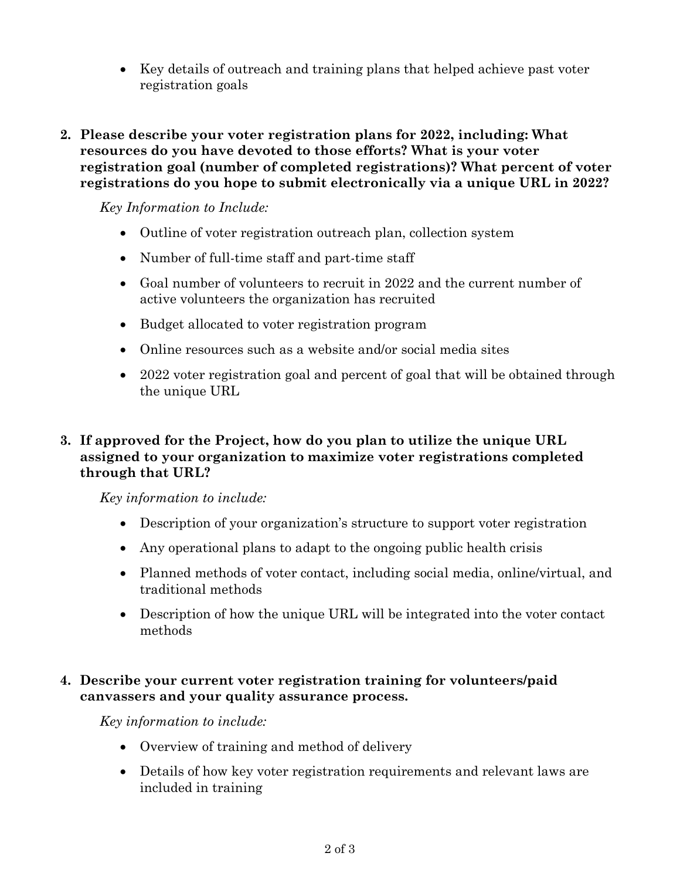- Key details of outreach and training plans that helped achieve past voter registration goals

2. **Please describe your voter registration plans for 2022, including: What resources do you have devoted to those efforts? What is your voter registration goal (number of completed registrations)? What percent of voter registrations do you hope to submit electronically via a unique URL in 2022?**

   *Key Information to Include:*

   - Outline of voter registration outreach plan, collection system
   - Number of full-time staff and part-time staff
   - Goal number of volunteers to recruit in 2022 and the current number of active volunteers the organization has recruited
   - Budget allocated to voter registration program
   - Online resources such as a website and/or social media sites
   - 2022 voter registration goal and percent of goal that will be obtained through the unique URL

3. **If approved for the Project, how do you plan to utilize the unique URL assigned to your organization to maximize voter registrations completed through that URL?**

   *Key information to include:*

   - Description of your organization's structure to support voter registration
   - Any operational plans to adapt to the ongoing public health crisis
   - Planned methods of voter contact, including social media, online/virtual, and traditional methods
   - Description of how the unique URL will be integrated into the voter contact methods

4. **Describe your current voter registration training for volunteers/paid canvassers and your quality assurance process.**

   *Key information to include:*

   - Overview of training and method of delivery
   - Details of how key voter registration requirements and relevant laws are included in training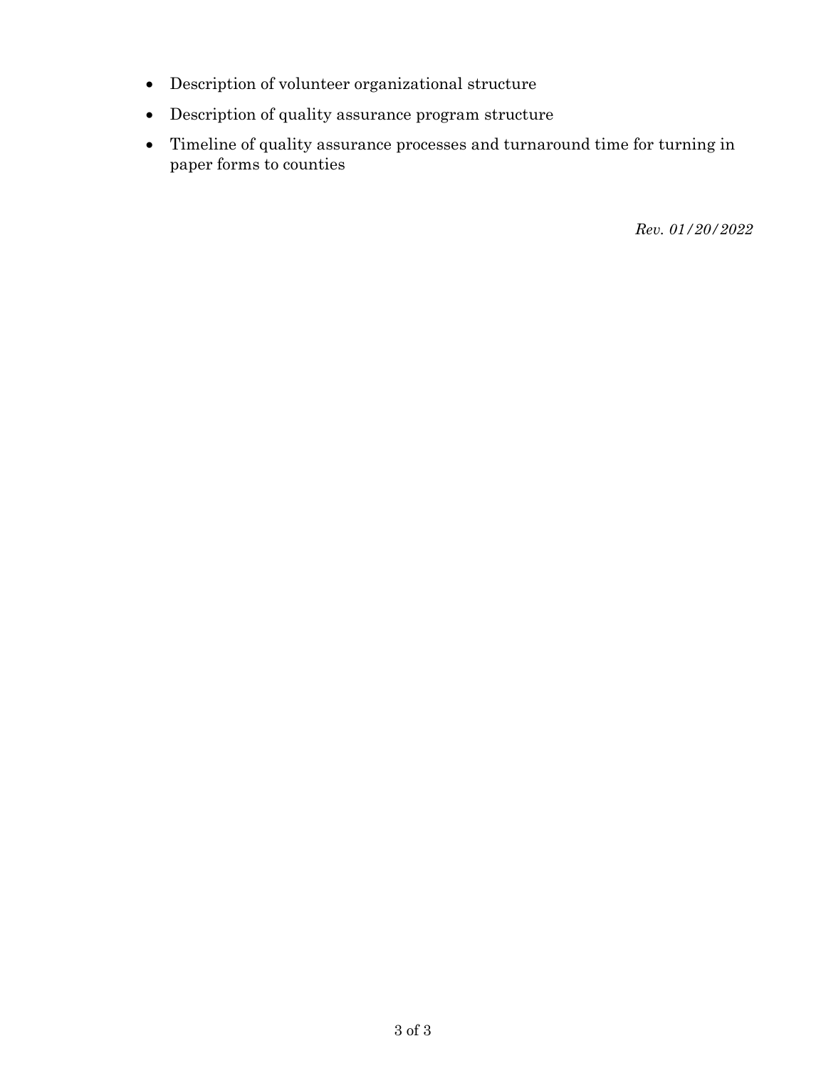- Description of volunteer organizational structure
- Description of quality assurance program structure
- Timeline of quality assurance processes and turnaround time for turning in paper forms to counties

*Rev. 01/20/2022*